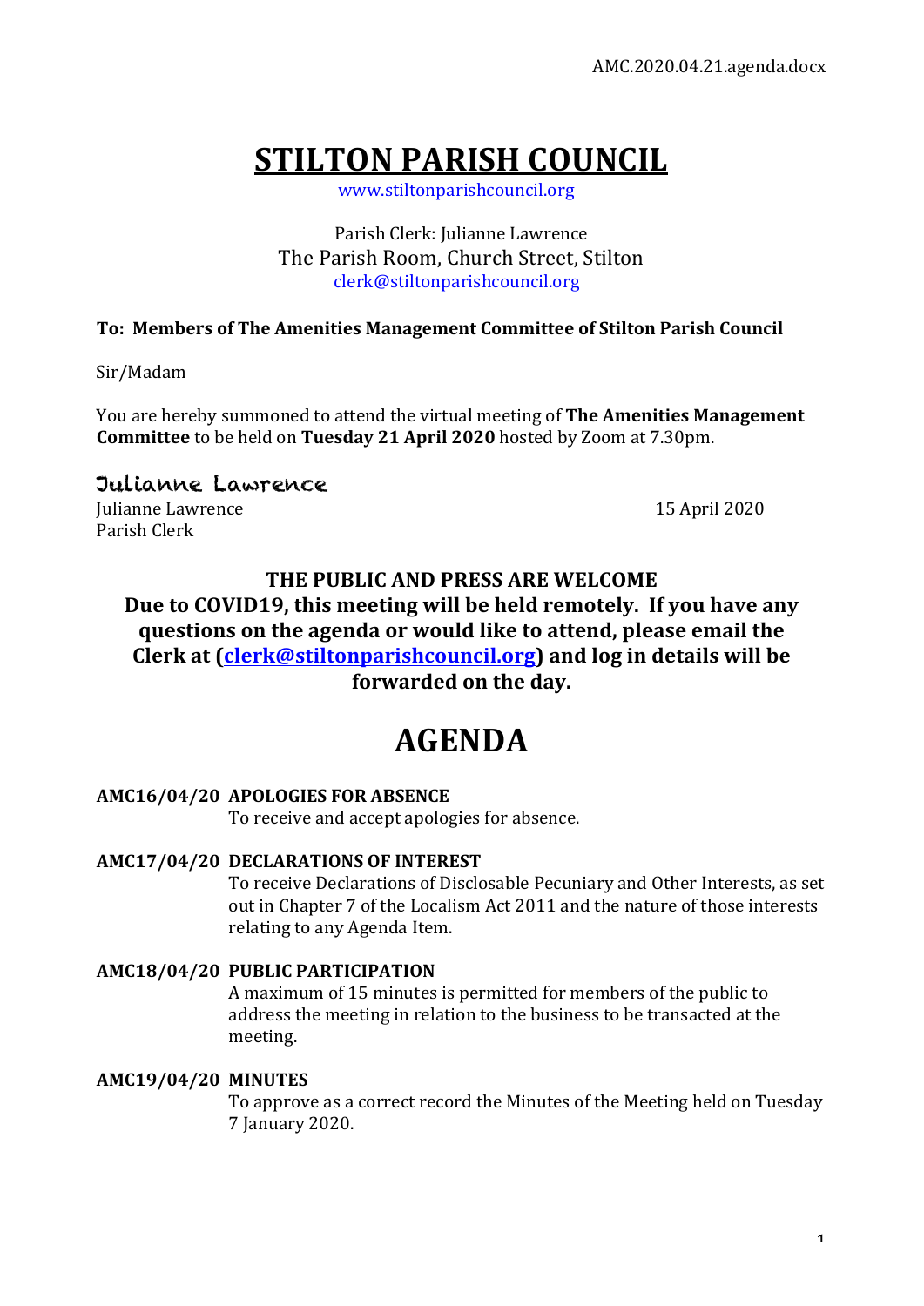# STILTON PARISH COUNCIL

www.stiltonparishcouncil.org

Parish Clerk: Julianne Lawrence
The Parish Room, Church Street, Stilton
clerk@stiltonparishcouncil.org

**To: Members of The Amenities Management Committee of Stilton Parish Council**

Sir/Madam

You are hereby summoned to attend the virtual meeting of **The Amenities Management Committee** to be held on **Tuesday 21 April 2020** hosted by Zoom at 7.30pm.

Julianne Lawrence
Julianne Lawrence
Parish Clerk

15 April 2020

**THE PUBLIC AND PRESS ARE WELCOME**
**Due to COVID19, this meeting will be held remotely. If you have any questions on the agenda or would like to attend, please email the Clerk at (clerk@stiltonparishcouncil.org) and log in details will be forwarded on the day.**

# AGENDA

**AMC16/04/20 APOLOGIES FOR ABSENCE**
To receive and accept apologies for absence.

**AMC17/04/20 DECLARATIONS OF INTEREST**
To receive Declarations of Disclosable Pecuniary and Other Interests, as set out in Chapter 7 of the Localism Act 2011 and the nature of those interests relating to any Agenda Item.

**AMC18/04/20 PUBLIC PARTICIPATION**
A maximum of 15 minutes is permitted for members of the public to address the meeting in relation to the business to be transacted at the meeting.

**AMC19/04/20 MINUTES**
To approve as a correct record the Minutes of the Meeting held on Tuesday 7 January 2020.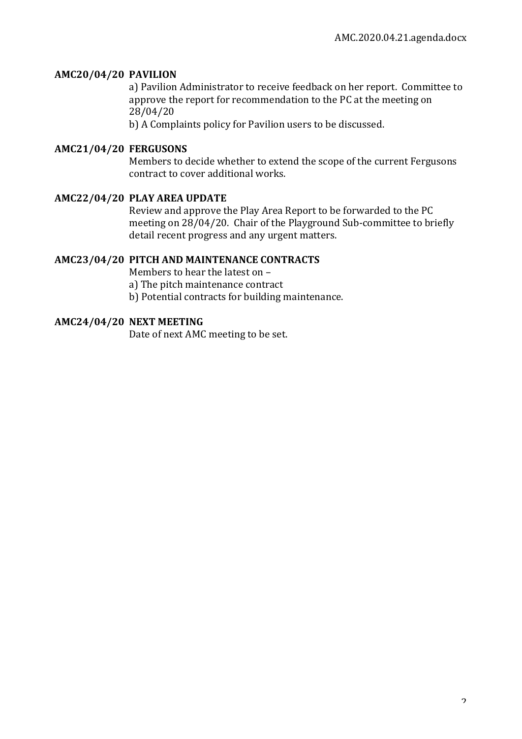**AMC20/04/20 PAVILION**

a) Pavilion Administrator to receive feedback on her report. Committee to approve the report for recommendation to the PC at the meeting on 28/04/20

b) A Complaints policy for Pavilion users to be discussed.

**AMC21/04/20 FERGUSONS**

Members to decide whether to extend the scope of the current Fergusons contract to cover additional works.

**AMC22/04/20 PLAY AREA UPDATE**

Review and approve the Play Area Report to be forwarded to the PC meeting on 28/04/20. Chair of the Playground Sub-committee to briefly detail recent progress and any urgent matters.

**AMC23/04/20 PITCH AND MAINTENANCE CONTRACTS**

Members to hear the latest on –

a) The pitch maintenance contract

b) Potential contracts for building maintenance.

**AMC24/04/20 NEXT MEETING**

Date of next AMC meeting to be set.